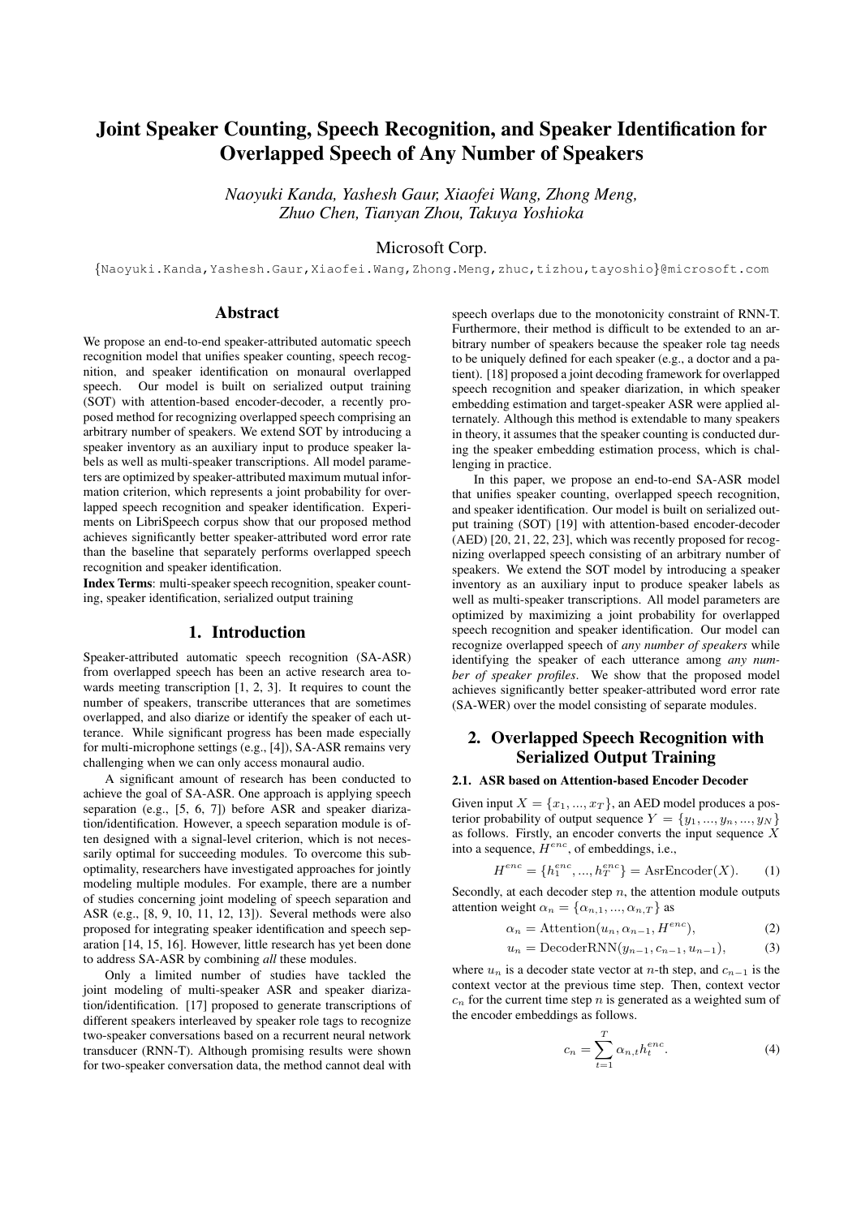# Joint Speaker Counting, Speech Recognition, and Speaker Identification for Overlapped Speech of Any Number of Speakers

*Naoyuki Kanda, Yashesh Gaur, Xiaofei Wang, Zhong Meng, Zhuo Chen, Tianyan Zhou, Takuya Yoshioka*

Microsoft Corp.

{Naoyuki.Kanda,Yashesh.Gaur,Xiaofei.Wang,Zhong.Meng,zhuc,tizhou,tayoshio}@microsoft.com

## Abstract

We propose an end-to-end speaker-attributed automatic speech recognition model that unifies speaker counting, speech recognition, and speaker identification on monaural overlapped speech. Our model is built on serialized output training (SOT) with attention-based encoder-decoder, a recently proposed method for recognizing overlapped speech comprising an arbitrary number of speakers. We extend SOT by introducing a speaker inventory as an auxiliary input to produce speaker labels as well as multi-speaker transcriptions. All model parameters are optimized by speaker-attributed maximum mutual information criterion, which represents a joint probability for overlapped speech recognition and speaker identification. Experiments on LibriSpeech corpus show that our proposed method achieves significantly better speaker-attributed word error rate than the baseline that separately performs overlapped speech recognition and speaker identification.

**Index Terms**: multi-speaker speech recognition, speaker counting, speaker identification, serialized output training

## 1. Introduction

Speaker-attributed automatic speech recognition (SA-ASR) from overlapped speech has been an active research area towards meeting transcription [1, 2, 3]. It requires to count the number of speakers, transcribe utterances that are sometimes overlapped, and also diarize or identify the speaker of each utterance. While significant progress has been made especially for multi-microphone settings (e.g., [4]), SA-ASR remains very challenging when we can only access monaural audio.

A significant amount of research has been conducted to achieve the goal of SA-ASR. One approach is applying speech separation (e.g., [5, 6, 7]) before ASR and speaker diarization/identification. However, a speech separation module is often designed with a signal-level criterion, which is not necessarily optimal for succeeding modules. To overcome this suboptimality, researchers have investigated approaches for jointly modeling multiple modules. For example, there are a number of studies concerning joint modeling of speech separation and ASR (e.g., [8, 9, 10, 11, 12, 13]). Several methods were also proposed for integrating speaker identification and speech separation [14, 15, 16]. However, little research has yet been done to address SA-ASR by combining *all* these modules.

Only a limited number of studies have tackled the joint modeling of multi-speaker ASR and speaker diarization/identification. [17] proposed to generate transcriptions of different speakers interleaved by speaker role tags to recognize two-speaker conversations based on a recurrent neural network transducer (RNN-T). Although promising results were shown for two-speaker conversation data, the method cannot deal with speech overlaps due to the monotonicity constraint of RNN-T. Furthermore, their method is difficult to be extended to an arbitrary number of speakers because the speaker role tag needs to be uniquely defined for each speaker (e.g., a doctor and a patient). [18] proposed a joint decoding framework for overlapped speech recognition and speaker diarization, in which speaker embedding estimation and target-speaker ASR were applied alternately. Although this method is extendable to many speakers in theory, it assumes that the speaker counting is conducted during the speaker embedding estimation process, which is challenging in practice.

In this paper, we propose an end-to-end SA-ASR model that unifies speaker counting, overlapped speech recognition, and speaker identification. Our model is built on serialized output training (SOT) [19] with attention-based encoder-decoder (AED) [20, 21, 22, 23], which was recently proposed for recognizing overlapped speech consisting of an arbitrary number of speakers. We extend the SOT model by introducing a speaker inventory as an auxiliary input to produce speaker labels as well as multi-speaker transcriptions. All model parameters are optimized by maximizing a joint probability for overlapped speech recognition and speaker identification. Our model can recognize overlapped speech of *any number of speakers* while identifying the speaker of each utterance among *any number of speaker profiles*. We show that the proposed model achieves significantly better speaker-attributed word error rate (SA-WER) over the model consisting of separate modules.

## 2. Overlapped Speech Recognition with Serialized Output Training

### 2.1. ASR based on Attention-based Encoder Decoder

Given input $X = \{x_1, ..., x_T\}$, an AED model produces a posterior probability of output sequence $Y = \{y_1, ..., y_n, ..., y_N\}$ as follows. Firstly, an encoder converts the input sequence $X$ into a sequence, $H^{enc}$, of embeddings, i.e.,

$$H^{enc} = \{h_1^{enc}, ..., h_T^{enc}\} = \mathrm{AsrEncoder}(X). \tag{1}$$

Secondly, at each decoder step $n$, the attention module outputs attention weight $\alpha_n = \{\alpha_{n,1}, ..., \alpha_{n,T}\}$ as

$$\alpha_n = \mathrm{Attention}(u_n, \alpha_{n-1}, H^{enc}), \tag{2}$$

$$u_n = \mathrm{DecoderRNN}(y_{n-1}, c_{n-1}, u_{n-1}), \tag{3}$$

where $u_n$ is a decoder state vector at $n$-th step, and $c_{n-1}$ is the context vector at the previous time step. Then, context vector $c_n$ for the current time step $n$ is generated as a weighted sum of the encoder embeddings as follows.

$$c_n = \sum_{t=1}^{T} \alpha_{n,t} h_t^{enc}. \tag{4}$$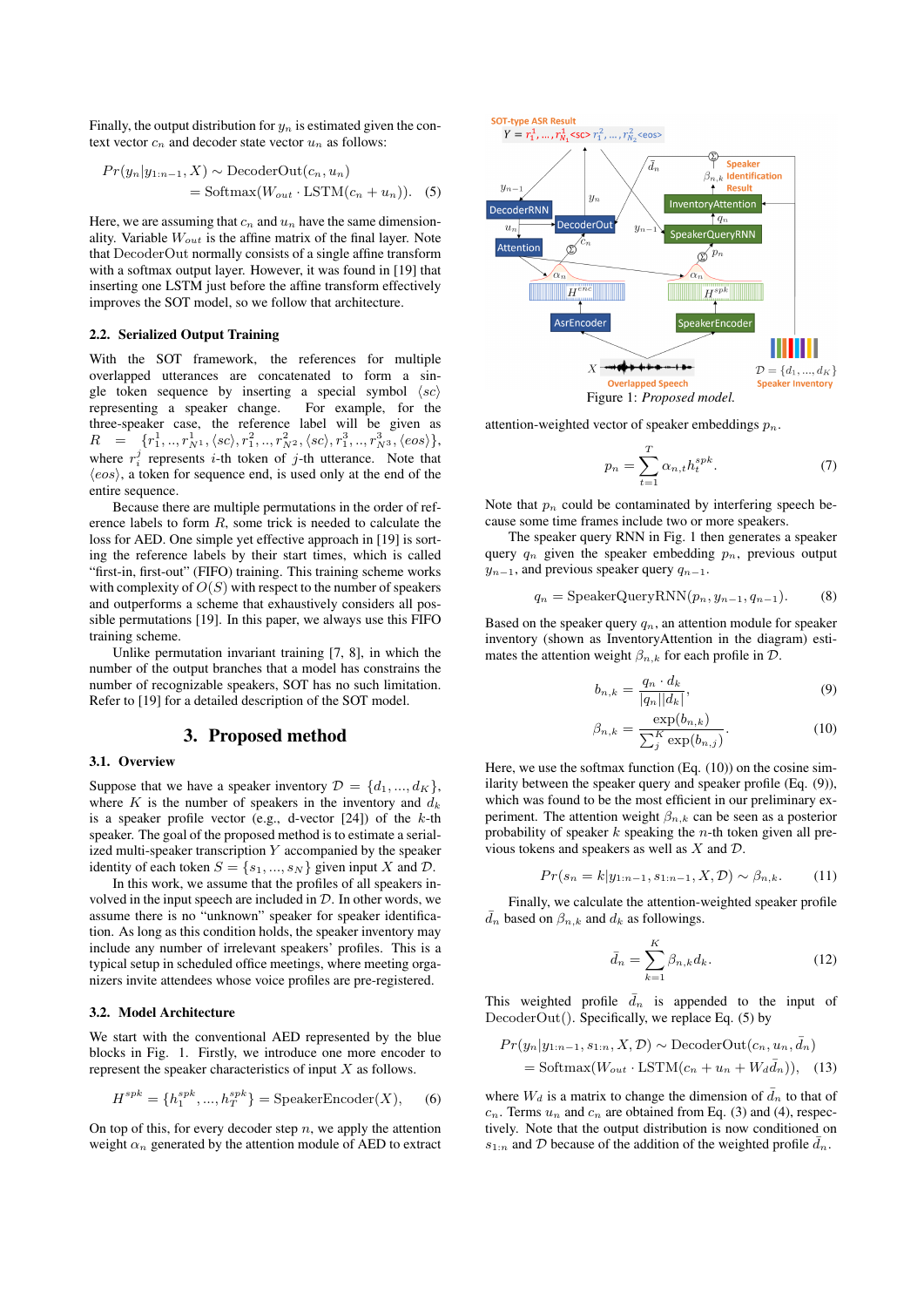Finally, the output distribution for $y_n$ is estimated given the context vector $c_n$ and decoder state vector $u_n$ as follows:

$$
\begin{aligned}
Pr(y_n|y_{1:n-1}, X) &\sim \text{DecoderOut}(c_n, u_n) \\
&= \text{Softmax}(W_{out} \cdot \text{LSTM}(c_n + u_n)). \quad (5)
\end{aligned}
$$

Here, we are assuming that $c_n$ and $u_n$ have the same dimensionality. Variable $W_{out}$ is the affine matrix of the final layer. Note that DecoderOut normally consists of a single affine transform with a softmax output layer. However, it was found in [19] that inserting one LSTM just before the affine transform effectively improves the SOT model, so we follow that architecture.

### 2.2. Serialized Output Training

With the SOT framework, the references for multiple overlapped utterances are concatenated to form a single token sequence by inserting a special symbol $\langle sc \rangle$ representing a speaker change. For example, for the three-speaker case, the reference label will be given as $R = \{r_1^1, .., r_{N^1}^1, \langle sc \rangle, r_1^2, .., r_{N^2}^2, \langle sc \rangle, r_1^3, .., r_{N^3}^3, \langle eos \rangle\}$, where $r_i^j$ represents $i$-th token of $j$-th utterance. Note that $\langle eos \rangle$, a token for sequence end, is used only at the end of the entire sequence.

Because there are multiple permutations in the order of reference labels to form $R$, some trick is needed to calculate the loss for AED. One simple yet effective approach in [19] is sorting the reference labels by their start times, which is called "first-in, first-out" (FIFO) training. This training scheme works with complexity of $O(S)$ with respect to the number of speakers and outperforms a scheme that exhaustively considers all possible permutations [19]. In this paper, we always use this FIFO training scheme.

Unlike permutation invariant training [7, 8], in which the number of the output branches that a model has constrains the number of recognizable speakers, SOT has no such limitation. Refer to [19] for a detailed description of the SOT model.

## 3. Proposed method

### 3.1. Overview

Suppose that we have a speaker inventory $\mathcal{D} = \{d_1, ..., d_K\}$, where $K$ is the number of speakers in the inventory and $d_k$ is a speaker profile vector (e.g., d-vector [24]) of the $k$-th speaker. The goal of the proposed method is to estimate a serialized multi-speaker transcription $Y$ accompanied by the speaker identity of each token $S = \{s_1, ..., s_N\}$ given input $X$ and $\mathcal{D}$.

In this work, we assume that the profiles of all speakers involved in the input speech are included in $\mathcal{D}$. In other words, we assume there is no "unknown" speaker for speaker identification. As long as this condition holds, the speaker inventory may include any number of irrelevant speakers' profiles. This is a typical setup in scheduled office meetings, where meeting organizers invite attendees whose voice profiles are pre-registered.

### 3.2. Model Architecture

We start with the conventional AED represented by the blue blocks in Fig. 1. Firstly, we introduce one more encoder to represent the speaker characteristics of input $X$ as follows.

$$
H^{spk} = \{h_1^{spk}, ..., h_T^{spk}\} = \text{SpeakerEncoder}(X), \quad (6)
$$

On top of this, for every decoder step $n$, we apply the attention weight $\alpha_n$ generated by the attention module of AED to extract attention-weighted vector of speaker embeddings $p_n$.

Figure 1: *Proposed model.*

$$
p_n = \sum_{t=1}^{T} \alpha_{n,t} h_t^{spk}. \quad (7)
$$

Note that $p_n$ could be contaminated by interfering speech because some time frames include two or more speakers.

The speaker query RNN in Fig. 1 then generates a speaker query $q_n$ given the speaker embedding $p_n$, previous output $y_{n-1}$, and previous speaker query $q_{n-1}$.

$$
q_n = \text{SpeakerQueryRNN}(p_n, y_{n-1}, q_{n-1}). \quad (8)
$$

Based on the speaker query $q_n$, an attention module for speaker inventory (shown as InventoryAttention in the diagram) estimates the attention weight $\beta_{n,k}$ for each profile in $\mathcal{D}$.

$$
b_{n,k} = \frac{q_n \cdot d_k}{|q_n||d_k|}, \quad (9)
$$

$$
\beta_{n,k} = \frac{\exp(b_{n,k})}{\sum_j^K \exp(b_{n,j})}. \quad (10)
$$

Here, we use the softmax function (Eq. (10)) on the cosine similarity between the speaker query and speaker profile (Eq. (9)), which was found to be the most efficient in our preliminary experiment. The attention weight $\beta_{n,k}$ can be seen as a posterior probability of speaker $k$ speaking the $n$-th token given all previous tokens and speakers as well as $X$ and $\mathcal{D}$.

$$
Pr(s_n = k|y_{1:n-1}, s_{1:n-1}, X, \mathcal{D}) \sim \beta_{n,k}. \quad (11)
$$

Finally, we calculate the attention-weighted speaker profile $\bar{d}_n$ based on $\beta_{n,k}$ and $d_k$ as followings.

$$
\bar{d}_n = \sum_{k=1}^{K} \beta_{n,k} d_k. \quad (12)
$$

This weighted profile $\bar{d}_n$ is appended to the input of DecoderOut(). Specifically, we replace Eq. (5) by

$$
\begin{aligned}
Pr(y_n|y_{1:n-1}, s_{1:n}, X, \mathcal{D}) &\sim \text{DecoderOut}(c_n, u_n, \bar{d}_n) \\
&= \text{Softmax}(W_{out} \cdot \text{LSTM}(c_n + u_n + W_d \bar{d}_n)), \quad (13)
\end{aligned}
$$

where $W_d$ is a matrix to change the dimension of $\bar{d}_n$ to that of $c_n$. Terms $u_n$ and $c_n$ are obtained from Eq. (3) and (4), respectively. Note that the output distribution is now conditioned on $s_{1:n}$ and $\mathcal{D}$ because of the addition of the weighted profile $\bar{d}_n$.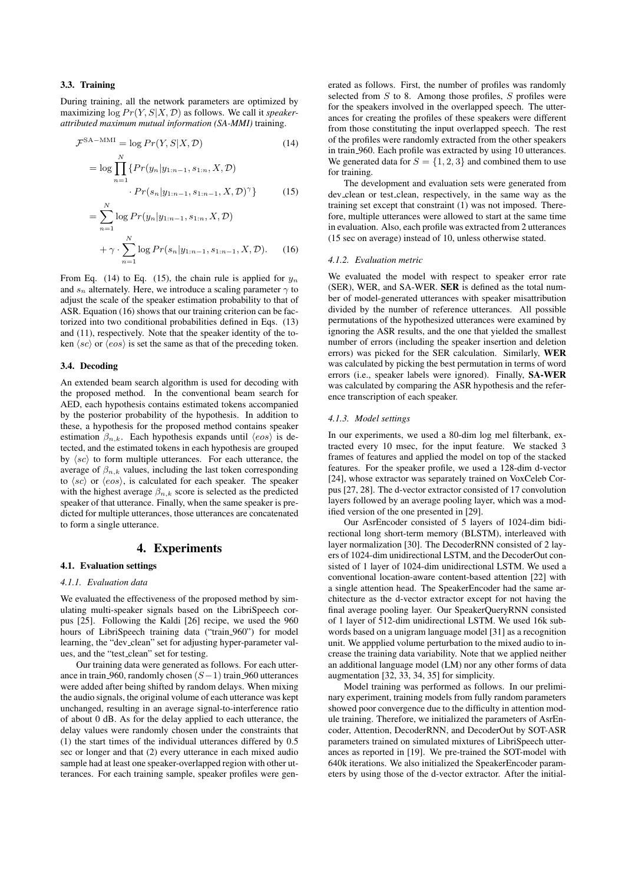### 3.3. Training

During training, all the network parameters are optimized by maximizing $\log Pr(Y, S|X, \mathcal{D})$ as follows. We call it *speaker-attributed maximum mutual information (SA-MMI)* training.

$$\mathcal{F}^{\mathrm{SA-MMI}} = \log Pr(Y, S|X, \mathcal{D}) \tag{14}$$

$$= \log \prod_{n=1}^{N} \{ Pr(y_n|y_{1:n-1}, s_{1:n}, X, \mathcal{D}) \cdot Pr(s_n|y_{1:n-1}, s_{1:n-1}, X, \mathcal{D})^{\gamma} \} \tag{15}$$

$$= \sum_{n=1}^{N} \log Pr(y_n|y_{1:n-1}, s_{1:n}, X, \mathcal{D}) + \gamma \cdot \sum_{n=1}^{N} \log Pr(s_n|y_{1:n-1}, s_{1:n-1}, X, \mathcal{D}). \tag{16}$$

From Eq. (14) to Eq. (15), the chain rule is applied for $y_n$ and $s_n$ alternately. Here, we introduce a scaling parameter $\gamma$ to adjust the scale of the speaker estimation probability to that of ASR. Equation (16) shows that our training criterion can be factorized into two conditional probabilities defined in Eqs. (13) and (11), respectively. Note that the speaker identity of the token $\langle sc \rangle$ or $\langle eos \rangle$ is set the same as that of the preceding token.

### 3.4. Decoding

An extended beam search algorithm is used for decoding with the proposed method. In the conventional beam search for AED, each hypothesis contains estimated tokens accompanied by the posterior probability of the hypothesis. In addition to these, a hypothesis for the proposed method contains speaker estimation $\beta_{n,k}$. Each hypothesis expands until $\langle eos \rangle$ is detected, and the estimated tokens in each hypothesis are grouped by $\langle sc \rangle$ to form multiple utterances. For each utterance, the average of $\beta_{n,k}$ values, including the last token corresponding to $\langle sc \rangle$ or $\langle eos \rangle$, is calculated for each speaker. The speaker with the highest average $\beta_{n,k}$ score is selected as the predicted speaker of that utterance. Finally, when the same speaker is predicted for multiple utterances, those utterances are concatenated to form a single utterance.

## 4. Experiments

### 4.1. Evaluation settings

#### 4.1.1. Evaluation data

We evaluated the effectiveness of the proposed method by simulating multi-speaker signals based on the LibriSpeech corpus [25]. Following the Kaldi [26] recipe, we used the 960 hours of LibriSpeech training data ("train_960") for model learning, the "dev_clean" set for adjusting hyper-parameter values, and the "test_clean" set for testing.

Our training data were generated as follows. For each utterance in train_960, randomly chosen $(S-1)$ train_960 utterances were added after being shifted by random delays. When mixing the audio signals, the original volume of each utterance was kept unchanged, resulting in an average signal-to-interference ratio of about 0 dB. As for the delay applied to each utterance, the delay values were randomly chosen under the constraints that (1) the start times of the individual utterances differed by 0.5 sec or longer and that (2) every utterance in each mixed audio sample had at least one speaker-overlapped region with other utterances. For each training sample, speaker profiles were generated as follows. First, the number of profiles was randomly selected from $S$ to 8. Among those profiles, $S$ profiles were for the speakers involved in the overlapped speech. The utterances for creating the profiles of these speakers were different from those constituting the input overlapped speech. The rest of the profiles were randomly extracted from the other speakers in train_960. Each profile was extracted by using 10 utterances. We generated data for $S = \{1, 2, 3\}$ and combined them to use for training.

The development and evaluation sets were generated from dev_clean or test_clean, respectively, in the same way as the training set except that constraint (1) was not imposed. Therefore, multiple utterances were allowed to start at the same time in evaluation. Also, each profile was extracted from 2 utterances (15 sec on average) instead of 10, unless otherwise stated.

#### 4.1.2. Evaluation metric

We evaluated the model with respect to speaker error rate (SER), WER, and SA-WER. **SER** is defined as the total number of model-generated utterances with speaker misattribution divided by the number of reference utterances. All possible permutations of the hypothesized utterances were examined by ignoring the ASR results, and the one that yielded the smallest number of errors (including the speaker insertion and deletion errors) was picked for the SER calculation. Similarly, **WER** was calculated by picking the best permutation in terms of word errors (i.e., speaker labels were ignored). Finally, **SA-WER** was calculated by comparing the ASR hypothesis and the reference transcription of each speaker.

#### 4.1.3. Model settings

In our experiments, we used a 80-dim log mel filterbank, extracted every 10 msec, for the input feature. We stacked 3 frames of features and applied the model on top of the stacked features. For the speaker profile, we used a 128-dim d-vector [24], whose extractor was separately trained on VoxCeleb Corpus [27, 28]. The d-vector extractor consisted of 17 convolution layers followed by an average pooling layer, which was a modified version of the one presented in [29].

Our AsrEncoder consisted of 5 layers of 1024-dim bidirectional long short-term memory (BLSTM), interleaved with layer normalization [30]. The DecoderRNN consisted of 2 layers of 1024-dim unidirectional LSTM, and the DecoderOut consisted of 1 layer of 1024-dim unidirectional LSTM. We used a conventional location-aware content-based attention [22] with a single attention head. The SpeakerEncoder had the same architecture as the d-vector extractor except for not having the final average pooling layer. Our SpeakerQueryRNN consisted of 1 layer of 512-dim unidirectional LSTM. We used 16k subwords based on a unigram language model [31] as a recognition unit. We appplied volume perturbation to the mixed audio to increase the training data variability. Note that we applied neither an additional language model (LM) nor any other forms of data augmentation [32, 33, 34, 35] for simplicity.

Model training was performed as follows. In our preliminary experiment, training models from fully random parameters showed poor convergence due to the difficulty in attention module training. Therefore, we initialized the parameters of AsrEncoder, Attention, DecoderRNN, and DecoderOut by SOT-ASR parameters trained on simulated mixtures of LibriSpeech utterances as reported in [19]. We pre-trained the SOT-model with 640k iterations. We also initialized the SpeakerEncoder parameters by using those of the d-vector extractor. After the initial-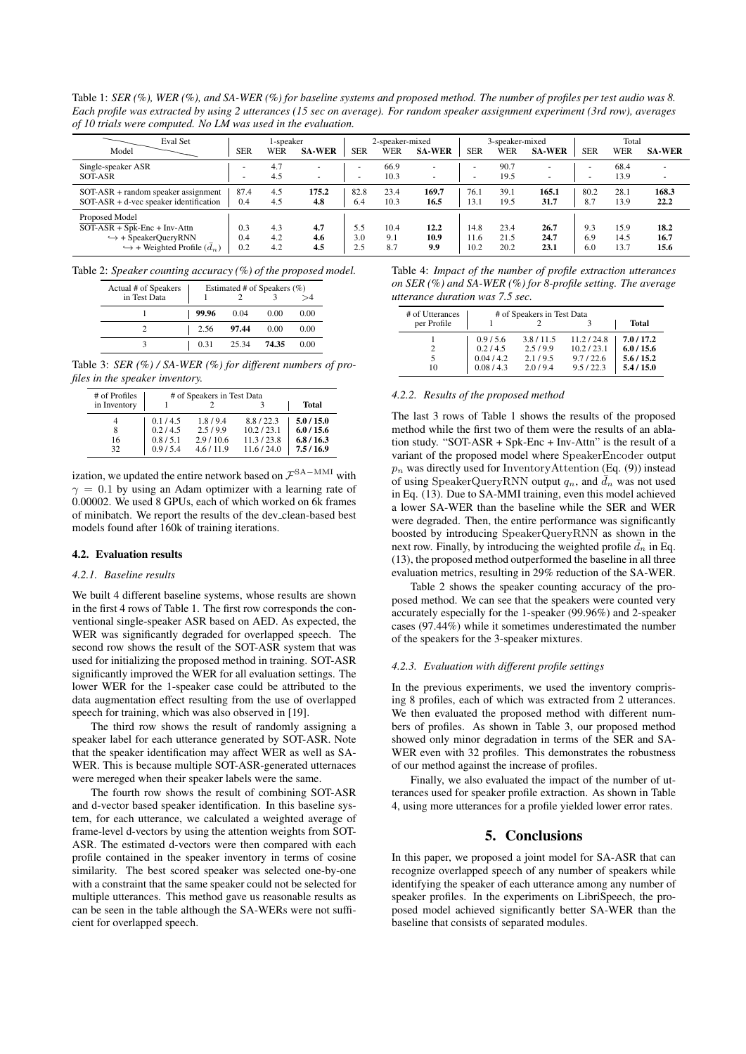Table 1: *SER (%), WER (%), and SA-WER (%) for baseline systems and proposed method. The number of profiles per test audio was 8. Each profile was extracted by using 2 utterances (15 sec on average). For random speaker assignment experiment (3rd row), averages of 10 trials were computed. No LM was used in the evaluation.*

| Model \ Eval Set | 1-speaker | | | 2-speaker-mixed | | | 3-speaker-mixed | | | Total | | |
|---|---|---|---|---|---|---|---|---|---|---|---|---|
| | SER | WER | **SA-WER** | SER | WER | **SA-WER** | SER | WER | **SA-WER** | SER | WER | **SA-WER** |
| Single-speaker ASR | - | 4.7 | - | - | 66.9 | - | - | 90.7 | - | - | 68.4 | - |
| SOT-ASR | - | 4.5 | - | - | 10.3 | - | - | 19.5 | - | - | 13.9 | - |
| SOT-ASR + random speaker assignment | 87.4 | 4.5 | **175.2** | 82.8 | 23.4 | **169.7** | 76.1 | 39.1 | **165.1** | 80.2 | 28.1 | **168.3** |
| SOT-ASR + d-vec speaker identification | 0.4 | 4.5 | **4.8** | 6.4 | 10.3 | **16.5** | 13.1 | 19.5 | **31.7** | 8.7 | 13.9 | **22.2** |
| Proposed Model | | | | | | | | | | | | |
| SOT-ASR + Spk-Enc + Inv-Attn | 0.3 | 4.3 | **4.7** | 5.5 | 10.4 | **12.2** | 14.8 | 23.4 | **26.7** | 9.3 | 15.9 | **18.2** |
| ↪ + SpeakerQueryRNN | 0.4 | 4.2 | **4.6** | 3.0 | 9.1 | **10.9** | 11.6 | 21.5 | **24.7** | 6.9 | 14.5 | **16.7** |
| ↪ + Weighted Profile ($\bar{d}_n$) | 0.2 | 4.2 | **4.5** | 2.5 | 8.7 | **9.9** | 10.2 | 20.2 | **23.1** | 6.0 | 13.7 | **15.6** |

Table 2: *Speaker counting accuracy (%) of the proposed model.*

| Actual # of Speakers in Test Data | Estimated # of Speakers (%) 1 | 2 | 3 | >4 |
|---|---|---|---|---|
| 1 | **99.96** | 0.04 | 0.00 | 0.00 |
| 2 | 2.56 | **97.44** | 0.00 | 0.00 |
| 3 | 0.31 | 25.34 | **74.35** | 0.00 |

Table 3: *SER (%) / SA-WER (%) for different numbers of profiles in the speaker inventory.*

| # of Profiles in Inventory | # of Speakers in Test Data 1 | 2 | 3 | Total |
|---|---|---|---|---|
| 4 | 0.1 / 4.5 | 1.8 / 9.4 | 8.8 / 22.3 | **5.0 / 15.0** |
| 8 | 0.2 / 4.5 | 2.5 / 9.9 | 10.2 / 23.1 | **6.0 / 15.6** |
| 16 | 0.8 / 5.1 | 2.9 / 10.6 | 11.3 / 23.8 | **6.8 / 16.3** |
| 32 | 0.9 / 5.4 | 4.6 / 11.9 | 11.6 / 24.0 | **7.5 / 16.9** |

ization, we updated the entire network based on $\mathcal{F}^{\mathrm{SA-MMI}}$ with $\gamma = 0.1$ by using an Adam optimizer with a learning rate of 0.00002. We used 8 GPUs, each of which worked on 6k frames of minibatch. We report the results of the dev_clean-based best models found after 160k of training iterations.

### 4.2. Evaluation results

#### *4.2.1. Baseline results*

We built 4 different baseline systems, whose results are shown in the first 4 rows of Table 1. The first row corresponds the conventional single-speaker ASR based on AED. As expected, the WER was significantly degraded for overlapped speech. The second row shows the result of the SOT-ASR system that was used for initializing the proposed method in training. SOT-ASR significantly improved the WER for all evaluation settings. The lower WER for the 1-speaker case could be attributed to the data augmentation effect resulting from the use of overlapped speech for training, which was also observed in [19].

The third row shows the result of randomly assigning a speaker label for each utterance generated by SOT-ASR. Note that the speaker identification may affect WER as well as SA-WER. This is because multiple SOT-ASR-generated utternaces were mereged when their speaker labels were the same.

The fourth row shows the result of combining SOT-ASR and d-vector based speaker identification. In this baseline system, for each utterance, we calculated a weighted average of frame-level d-vectors by using the attention weights from SOT-ASR. The estimated d-vectors were then compared with each profile contained in the speaker inventory in terms of cosine similarity. The best scored speaker was selected one-by-one with a constraint that the same speaker could not be selected for multiple utterances. This method gave us reasonable results as can be seen in the table although the SA-WERs were not sufficient for overlapped speech.

Table 4: *Impact of the number of profile extraction utterances on SER (%) and SA-WER (%) for 8-profile setting. The average utterance duration was 7.5 sec.*

| # of Utterances per Profile | # of Speakers in Test Data 1 | 2 | 3 | Total |
|---|---|---|---|---|
| 1 | 0.9 / 5.6 | 3.8 / 11.5 | 11.2 / 24.8 | **7.0 / 17.2** |
| 2 | 0.2 / 4.5 | 2.5 / 9.9 | 10.2 / 23.1 | **6.0 / 15.6** |
| 5 | 0.04 / 4.2 | 2.1 / 9.5 | 9.7 / 22.6 | **5.6 / 15.2** |
| 10 | 0.08 / 4.3 | 2.0 / 9.4 | 9.5 / 22.3 | **5.4 / 15.0** |

#### *4.2.2. Results of the proposed method*

The last 3 rows of Table 1 shows the results of the proposed method while the first two of them were the results of an ablation study. "SOT-ASR + Spk-Enc + Inv-Attn" is the result of a variant of the proposed model where SpeakerEncoder output $p_n$ was directly used for InventoryAttention (Eq. (9)) instead of using SpeakerQueryRNN output $q_n$, and $\bar{d}_n$ was not used in Eq. (13). Due to SA-MMI training, even this model achieved a lower SA-WER than the baseline while the SER and WER were degraded. Then, the entire performance was significantly boosted by introducing SpeakerQueryRNN as shown in the next row. Finally, by introducing the weighted profile $\bar{d}_n$ in Eq. (13), the proposed method outperformed the baseline in all three evaluation metrics, resulting in 29% reduction of the SA-WER.

Table 2 shows the speaker counting accuracy of the proposed method. We can see that the speakers were counted very accurately especially for the 1-speaker (99.96%) and 2-speaker cases (97.44%) while it sometimes underestimated the number of the speakers for the 3-speaker mixtures.

#### *4.2.3. Evaluation with different profile settings*

In the previous experiments, we used the inventory comprising 8 profiles, each of which was extracted from 2 utterances. We then evaluated the proposed method with different numbers of profiles. As shown in Table 3, our proposed method showed only minor degradation in terms of the SER and SA-WER even with 32 profiles. This demonstrates the robustness of our method against the increase of profiles.

Finally, we also evaluated the impact of the number of utterances used for speaker profile extraction. As shown in Table 4, using more utterances for a profile yielded lower error rates.

## 5. Conclusions

In this paper, we proposed a joint model for SA-ASR that can recognize overlapped speech of any number of speakers while identifying the speaker of each utterance among any number of speaker profiles. In the experiments on LibriSpeech, the proposed model achieved significantly better SA-WER than the baseline that consists of separated modules.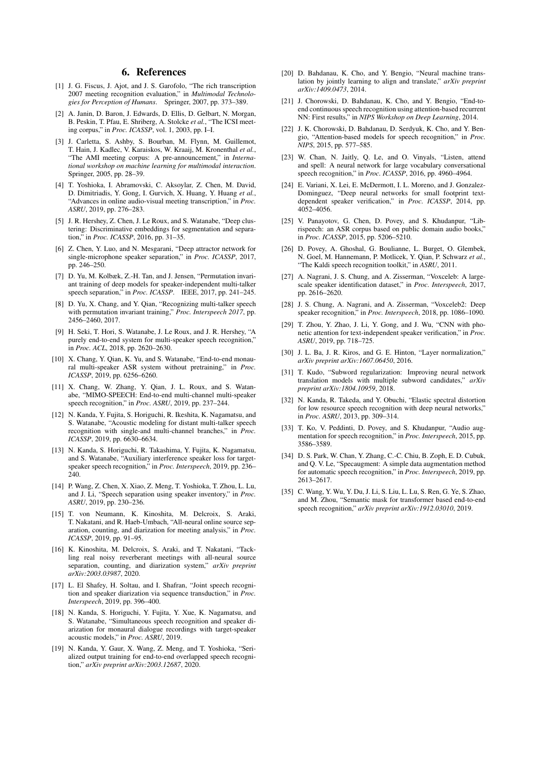## 6. References

[1] J. G. Fiscus, J. Ajot, and J. S. Garofolo, "The rich transcription 2007 meeting recognition evaluation," in *Multimodal Technologies for Perception of Humans*. Springer, 2007, pp. 373–389.

[2] A. Janin, D. Baron, J. Edwards, D. Ellis, D. Gelbart, N. Morgan, B. Peskin, T. Pfau, E. Shriberg, A. Stolcke *et al.*, "The ICSI meeting corpus," in *Proc. ICASSP*, vol. 1, 2003, pp. I–I.

[3] J. Carletta, S. Ashby, S. Bourban, M. Flynn, M. Guillemot, T. Hain, J. Kadlec, V. Karaiskos, W. Kraaij, M. Kronenthal *et al.*, "The AMI meeting corpus: A pre-announcement," in *International workshop on machine learning for multimodal interaction*. Springer, 2005, pp. 28–39.

[4] T. Yoshioka, I. Abramovski, C. Aksoylar, Z. Chen, M. David, D. Dimitriadis, Y. Gong, I. Gurvich, X. Huang, Y. Huang *et al.*, "Advances in online audio-visual meeting transcription," in *Proc. ASRU*, 2019, pp. 276–283.

[5] J. R. Hershey, Z. Chen, J. Le Roux, and S. Watanabe, "Deep clustering: Discriminative embeddings for segmentation and separation," in *Proc. ICASSP*, 2016, pp. 31–35.

[6] Z. Chen, Y. Luo, and N. Mesgarani, "Deep attractor network for single-microphone speaker separation," in *Proc. ICASSP*, 2017, pp. 246–250.

[7] D. Yu, M. Kolbæk, Z.-H. Tan, and J. Jensen, "Permutation invariant training of deep models for speaker-independent multi-talker speech separation," in *Proc. ICASSP*. IEEE, 2017, pp. 241–245.

[8] D. Yu, X. Chang, and Y. Qian, "Recognizing multi-talker speech with permutation invariant training," *Proc. Interspeech 2017*, pp. 2456–2460, 2017.

[9] H. Seki, T. Hori, S. Watanabe, J. Le Roux, and J. R. Hershey, "A purely end-to-end system for multi-speaker speech recognition," in *Proc. ACL*, 2018, pp. 2620–2630.

[10] X. Chang, Y. Qian, K. Yu, and S. Watanabe, "End-to-end monaural multi-speaker ASR system without pretraining," in *Proc. ICASSP*, 2019, pp. 6256–6260.

[11] X. Chang, W. Zhang, Y. Qian, J. L. Roux, and S. Watanabe, "MIMO-SPEECH: End-to-end multi-channel multi-speaker speech recognition," in *Proc. ASRU*, 2019, pp. 237–244.

[12] N. Kanda, Y. Fujita, S. Horiguchi, R. Ikeshita, K. Nagamatsu, and S. Watanabe, "Acoustic modeling for distant multi-talker speech recognition with single-and multi-channel branches," in *Proc. ICASSP*, 2019, pp. 6630–6634.

[13] N. Kanda, S. Horiguchi, R. Takashima, Y. Fujita, K. Nagamatsu, and S. Watanabe, "Auxiliary interference speaker loss for target-speaker speech recognition," in *Proc. Interspeech*, 2019, pp. 236–240.

[14] P. Wang, Z. Chen, X. Xiao, Z. Meng, T. Yoshioka, T. Zhou, L. Lu, and J. Li, "Speech separation using speaker inventory," in *Proc. ASRU*, 2019, pp. 230–236.

[15] T. von Neumann, K. Kinoshita, M. Delcroix, S. Araki, T. Nakatani, and R. Haeb-Umbach, "All-neural online source separation, counting, and diarization for meeting analysis," in *Proc. ICASSP*, 2019, pp. 91–95.

[16] K. Kinoshita, M. Delcroix, S. Araki, and T. Nakatani, "Tackling real noisy reverberant meetings with all-neural source separation, counting, and diarization system," *arXiv preprint arXiv:2003.03987*, 2020.

[17] L. El Shafey, H. Soltau, and I. Shafran, "Joint speech recognition and speaker diarization via sequence transduction," in *Proc. Interspeech*, 2019, pp. 396–400.

[18] N. Kanda, S. Horiguchi, Y. Fujita, Y. Xue, K. Nagamatsu, and S. Watanabe, "Simultaneous speech recognition and speaker diarization for monaural dialogue recordings with target-speaker acoustic models," in *Proc. ASRU*, 2019.

[19] N. Kanda, Y. Gaur, X. Wang, Z. Meng, and T. Yoshioka, "Serialized output training for end-to-end overlapped speech recognition," *arXiv preprint arXiv:2003.12687*, 2020.

[20] D. Bahdanau, K. Cho, and Y. Bengio, "Neural machine translation by jointly learning to align and translate," *arXiv preprint arXiv:1409.0473*, 2014.

[21] J. Chorowski, D. Bahdanau, K. Cho, and Y. Bengio, "End-to-end continuous speech recognition using attention-based recurrent NN: First results," in *NIPS Workshop on Deep Learning*, 2014.

[22] J. K. Chorowski, D. Bahdanau, D. Serdyuk, K. Cho, and Y. Bengio, "Attention-based models for speech recognition," in *Proc. NIPS*, 2015, pp. 577–585.

[23] W. Chan, N. Jaitly, Q. Le, and O. Vinyals, "Listen, attend and spell: A neural network for large vocabulary conversational speech recognition," in *Proc. ICASSP*, 2016, pp. 4960–4964.

[24] E. Variani, X. Lei, E. McDermott, I. L. Moreno, and J. Gonzalez-Dominguez, "Deep neural networks for small footprint text-dependent speaker verification," in *Proc. ICASSP*, 2014, pp. 4052–4056.

[25] V. Panayotov, G. Chen, D. Povey, and S. Khudanpur, "Librispeech: an ASR corpus based on public domain audio books," in *Proc. ICASSP*, 2015, pp. 5206–5210.

[26] D. Povey, A. Ghoshal, G. Boulianne, L. Burget, O. Glembek, N. Goel, M. Hannemann, P. Motlicek, Y. Qian, P. Schwarz *et al.*, "The Kaldi speech recognition toolkit," in *ASRU*, 2011.

[27] A. Nagrani, J. S. Chung, and A. Zisserman, "Voxceleb: A large-scale speaker identification dataset," in *Proc. Interspeech*, 2017, pp. 2616–2620.

[28] J. S. Chung, A. Nagrani, and A. Zisserman, "Voxceleb2: Deep speaker recognition," in *Proc. Interspeech*, 2018, pp. 1086–1090.

[29] T. Zhou, Y. Zhao, J. Li, Y. Gong, and J. Wu, "CNN with phonetic attention for text-independent speaker verification," in *Proc. ASRU*, 2019, pp. 718–725.

[30] J. L. Ba, J. R. Kiros, and G. E. Hinton, "Layer normalization," *arXiv preprint arXiv:1607.06450*, 2016.

[31] T. Kudo, "Subword regularization: Improving neural network translation models with multiple subword candidates," *arXiv preprint arXiv:1804.10959*, 2018.

[32] N. Kanda, R. Takeda, and Y. Obuchi, "Elastic spectral distortion for low resource speech recognition with deep neural networks," in *Proc. ASRU*, 2013, pp. 309–314.

[33] T. Ko, V. Peddinti, D. Povey, and S. Khudanpur, "Audio augmentation for speech recognition," in *Proc. Interspeech*, 2015, pp. 3586–3589.

[34] D. S. Park, W. Chan, Y. Zhang, C.-C. Chiu, B. Zoph, E. D. Cubuk, and Q. V. Le, "Specaugment: A simple data augmentation method for automatic speech recognition," in *Proc. Interspeech*, 2019, pp. 2613–2617.

[35] C. Wang, Y. Wu, Y. Du, J. Li, S. Liu, L. Lu, S. Ren, G. Ye, S. Zhao, and M. Zhou, "Semantic mask for transformer based end-to-end speech recognition," *arXiv preprint arXiv:1912.03010*, 2019.